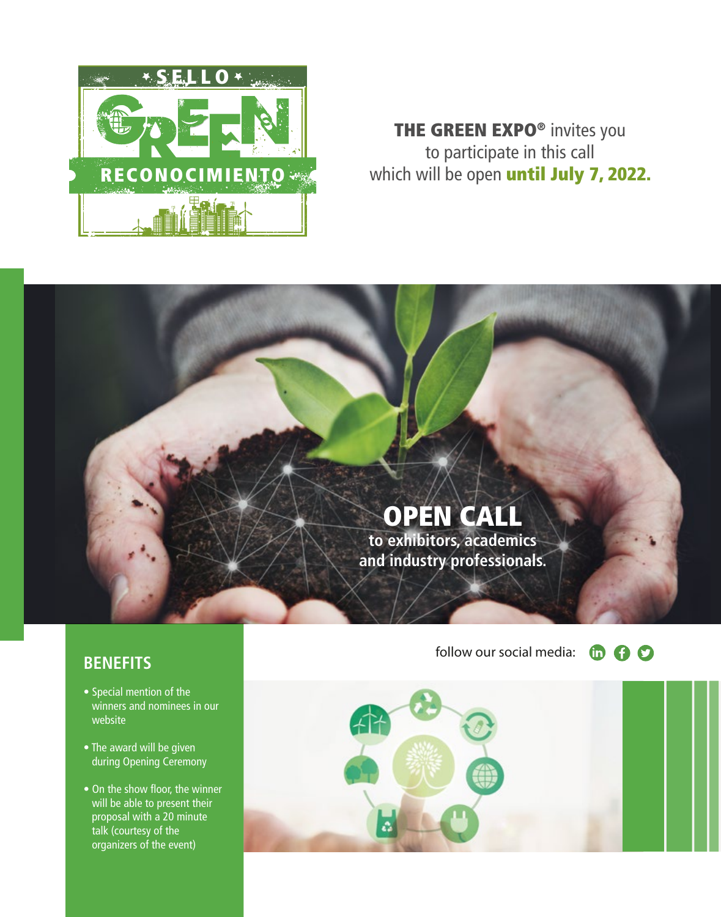SELLO GREEN RECONOCIMIENTO

**THE GREEN EXPO®** invites you to participate in this call which will be open **until July 7, 2022.**

# OPEN CALL

**to exhibitors, academics and industry professionals.**

## BENEFITS

- Special mention of the winners and nominees in our website
- The award will be given during Opening Ceremony
- On the show floor, the winner will be able to present their proposal with a 20 minute talk (courtesy of the organizers of the event)

follow our social media: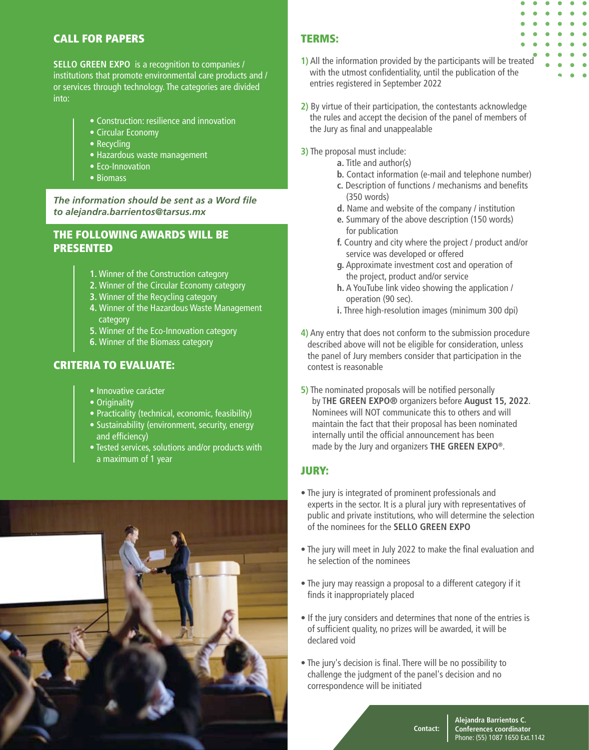## CALL FOR PAPERS

**SELLO GREEN EXPO** is a recognition to companies / institutions that promote environmental care products and / or services through technology. The categories are divided into:

- Construction: resilience and innovation
- Circular Economy
- Recycling
- Hazardous waste management
- Eco-Innovation
- Biomass

***The information should be sent as a Word file to alejandra.barrientos@tarsus.mx***

## THE FOLLOWING AWARDS WILL BE PRESENTED

1. Winner of the Construction category
2. Winner of the Circular Economy category
3. Winner of the Recycling category
4. Winner of the Hazardous Waste Management category
5. Winner of the Eco-Innovation category
6. Winner of the Biomass category

## CRITERIA TO EVALUATE:

- Innovative carácter
- Originality
- Practicality (technical, economic, feasibility)
- Sustainability (environment, security, energy and efficiency)
- Tested services, solutions and/or products with a maximum of 1 year

## TERMS:

**1)** All the information provided by the participants will be treated with the utmost confidentiality, until the publication of the entries registered in September 2022

**2)** By virtue of their participation, the contestants acknowledge the rules and accept the decision of the panel of members of the Jury as final and unappealable

**3)** The proposal must include:

- **a.** Title and author(s)
- **b.** Contact information (e-mail and telephone number)
- **c.** Description of functions / mechanisms and benefits (350 words)
- **d.** Name and website of the company / institution
- **e.** Summary of the above description (150 words) for publication
- **f.** Country and city where the project / product and/or service was developed or offered
- **g.** Approximate investment cost and operation of the project, product and/or service
- **h.** A YouTube link video showing the application / operation (90 sec).
- **i.** Three high-resolution images (minimum 300 dpi)

**4)** Any entry that does not conform to the submission procedure described above will not be eligible for consideration, unless the panel of Jury members consider that participation in the contest is reasonable

**5)** The nominated proposals will be notified personally by T**HE GREEN EXPO®** organizers before **August 15, 2022**. Nominees will NOT communicate this to others and will maintain the fact that their proposal has been nominated internally until the official announcement has been made by the Jury and organizers **THE GREEN EXPO®**.

## JURY:

- The jury is integrated of prominent professionals and experts in the sector. It is a plural jury with representatives of public and private institutions, who will determine the selection of the nominees for the **SELLO GREEN EXPO**
- The jury will meet in July 2022 to make the final evaluation and he selection of the nominees
- The jury may reassign a proposal to a different category if it finds it inappropriately placed
- If the jury considers and determines that none of the entries is of sufficient quality, no prizes will be awarded, it will be declared void
- The jury's decision is final. There will be no possibility to challenge the judgment of the panel's decision and no correspondence will be initiated

**Contact:** **Alejandra Barrientos C.**
**Conferences coordinator**
Phone: (55) 1087 1650 Ext.1142